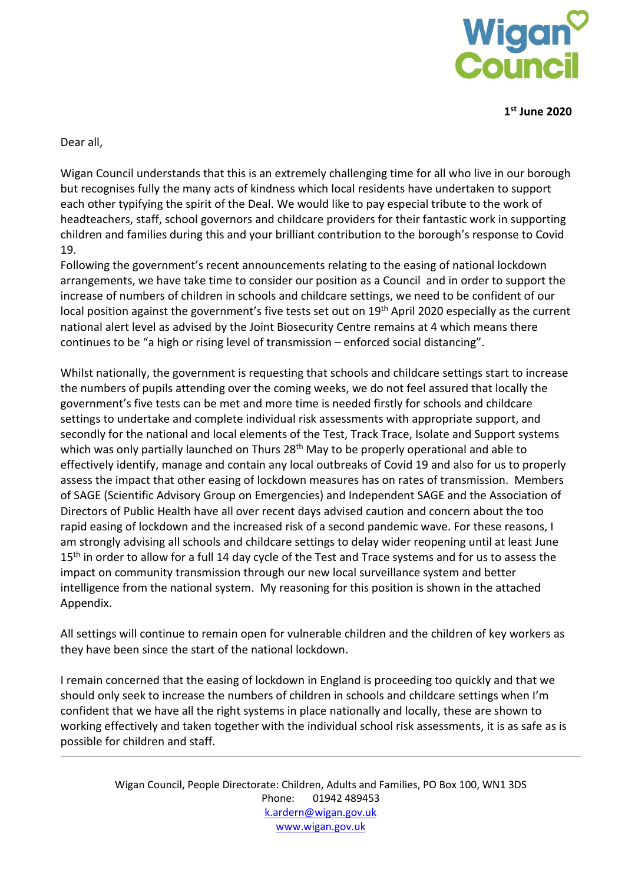**1st June 2020**

Dear all,

Wigan Council understands that this is an extremely challenging time for all who live in our borough but recognises fully the many acts of kindness which local residents have undertaken to support each other typifying the spirit of the Deal. We would like to pay especial tribute to the work of headteachers, staff, school governors and childcare providers for their fantastic work in supporting children and families during this and your brilliant contribution to the borough's response to Covid 19.

Following the government's recent announcements relating to the easing of national lockdown arrangements, we have take time to consider our position as a Council and in order to support the increase of numbers of children in schools and childcare settings, we need to be confident of our local position against the government's five tests set out on 19th April 2020 especially as the current national alert level as advised by the Joint Biosecurity Centre remains at 4 which means there continues to be "a high or rising level of transmission – enforced social distancing".

Whilst nationally, the government is requesting that schools and childcare settings start to increase the numbers of pupils attending over the coming weeks, we do not feel assured that locally the government's five tests can be met and more time is needed firstly for schools and childcare settings to undertake and complete individual risk assessments with appropriate support, and secondly for the national and local elements of the Test, Track Trace, Isolate and Support systems which was only partially launched on Thurs 28th May to be properly operational and able to effectively identify, manage and contain any local outbreaks of Covid 19 and also for us to properly assess the impact that other easing of lockdown measures has on rates of transmission. Members of SAGE (Scientific Advisory Group on Emergencies) and Independent SAGE and the Association of Directors of Public Health have all over recent days advised caution and concern about the too rapid easing of lockdown and the increased risk of a second pandemic wave. For these reasons, I am strongly advising all schools and childcare settings to delay wider reopening until at least June 15th in order to allow for a full 14 day cycle of the Test and Trace systems and for us to assess the impact on community transmission through our new local surveillance system and better intelligence from the national system. My reasoning for this position is shown in the attached Appendix.

All settings will continue to remain open for vulnerable children and the children of key workers as they have been since the start of the national lockdown.

I remain concerned that the easing of lockdown in England is proceeding too quickly and that we should only seek to increase the numbers of children in schools and childcare settings when I'm confident that we have all the right systems in place nationally and locally, these are shown to working effectively and taken together with the individual school risk assessments, it is as safe as is possible for children and staff.

Wigan Council, People Directorate: Children, Adults and Families, PO Box 100, WN1 3DS
Phone: 01942 489453
k.ardern@wigan.gov.uk
www.wigan.gov.uk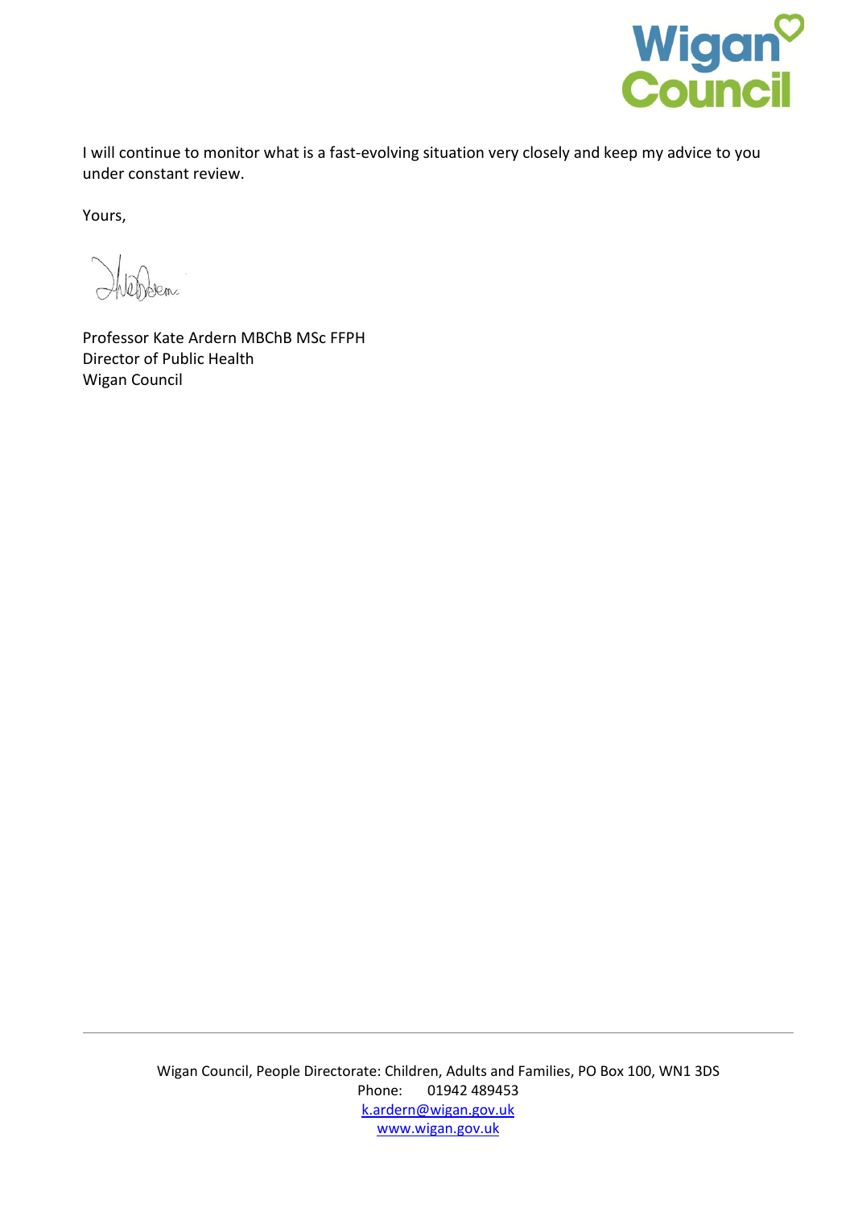I will continue to monitor what is a fast-evolving situation very closely and keep my advice to you under constant review.

Yours,

Professor Kate Ardern MBChB MSc FFPH
Director of Public Health
Wigan Council

Wigan Council, People Directorate: Children, Adults and Families, PO Box 100, WN1 3DS
Phone: 01942 489453
k.ardern@wigan.gov.uk
www.wigan.gov.uk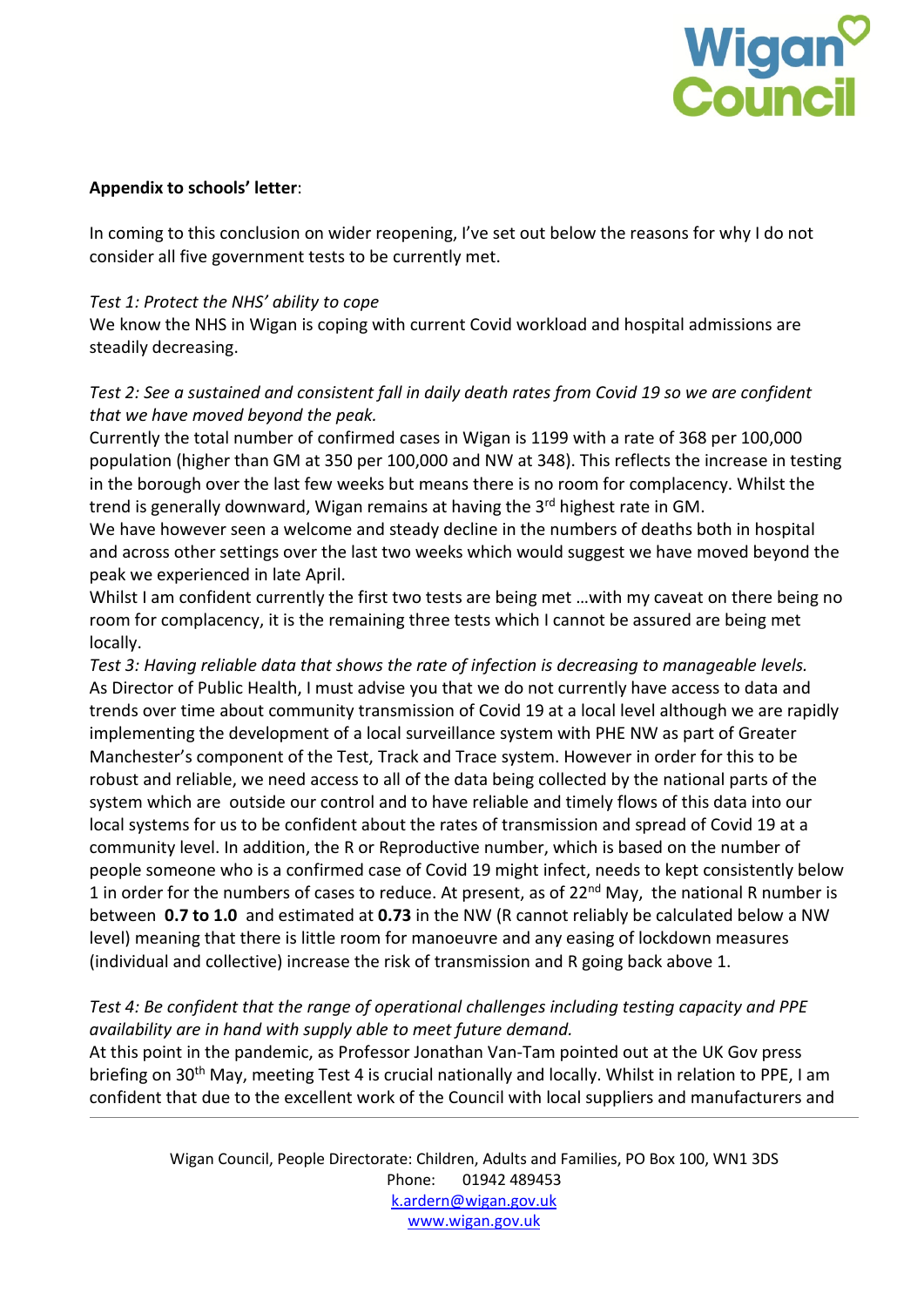**Appendix to schools' letter**:

In coming to this conclusion on wider reopening, I've set out below the reasons for why I do not consider all five government tests to be currently met.

*Test 1: Protect the NHS' ability to cope*

We know the NHS in Wigan is coping with current Covid workload and hospital admissions are steadily decreasing.

*Test 2: See a sustained and consistent fall in daily death rates from Covid 19 so we are confident that we have moved beyond the peak.*

Currently the total number of confirmed cases in Wigan is 1199 with a rate of 368 per 100,000 population (higher than GM at 350 per 100,000 and NW at 348). This reflects the increase in testing in the borough over the last few weeks but means there is no room for complacency. Whilst the trend is generally downward, Wigan remains at having the 3rd highest rate in GM.

We have however seen a welcome and steady decline in the numbers of deaths both in hospital and across other settings over the last two weeks which would suggest we have moved beyond the peak we experienced in late April.

Whilst I am confident currently the first two tests are being met …with my caveat on there being no room for complacency, it is the remaining three tests which I cannot be assured are being met locally.

*Test 3: Having reliable data that shows the rate of infection is decreasing to manageable levels.*

As Director of Public Health, I must advise you that we do not currently have access to data and trends over time about community transmission of Covid 19 at a local level although we are rapidly implementing the development of a local surveillance system with PHE NW as part of Greater Manchester's component of the Test, Track and Trace system. However in order for this to be robust and reliable, we need access to all of the data being collected by the national parts of the system which are outside our control and to have reliable and timely flows of this data into our local systems for us to be confident about the rates of transmission and spread of Covid 19 at a community level. In addition, the R or Reproductive number, which is based on the number of people someone who is a confirmed case of Covid 19 might infect, needs to kept consistently below 1 in order for the numbers of cases to reduce. At present, as of 22nd May, the national R number is between **0.7 to 1.0** and estimated at **0.73** in the NW (R cannot reliably be calculated below a NW level) meaning that there is little room for manoeuvre and any easing of lockdown measures (individual and collective) increase the risk of transmission and R going back above 1.

*Test 4: Be confident that the range of operational challenges including testing capacity and PPE availability are in hand with supply able to meet future demand.*

At this point in the pandemic, as Professor Jonathan Van-Tam pointed out at the UK Gov press briefing on 30th May, meeting Test 4 is crucial nationally and locally. Whilst in relation to PPE, I am confident that due to the excellent work of the Council with local suppliers and manufacturers and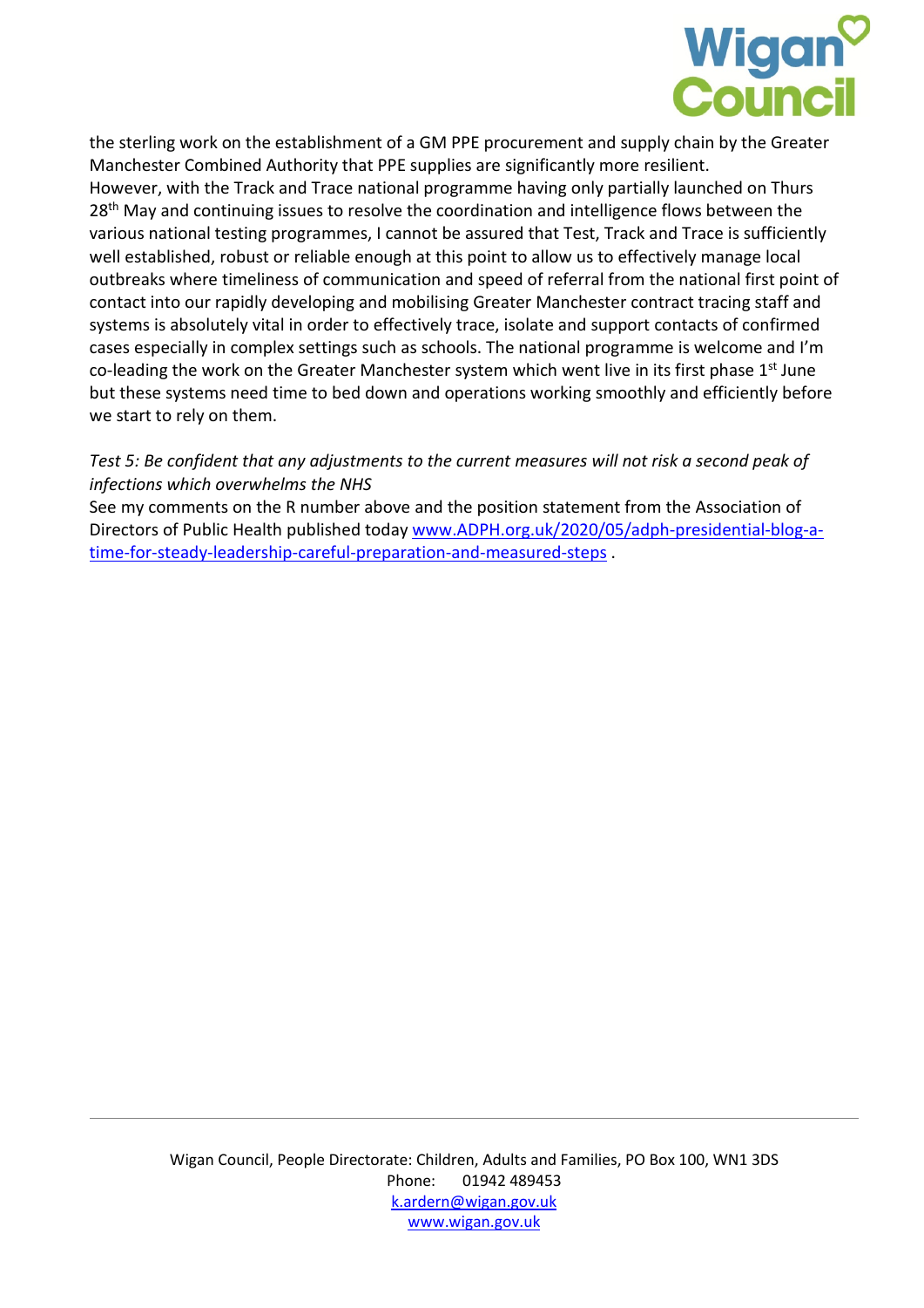the sterling work on the establishment of a GM PPE procurement and supply chain by the Greater Manchester Combined Authority that PPE supplies are significantly more resilient.
However, with the Track and Trace national programme having only partially launched on Thurs 28th May and continuing issues to resolve the coordination and intelligence flows between the various national testing programmes, I cannot be assured that Test, Track and Trace is sufficiently well established, robust or reliable enough at this point to allow us to effectively manage local outbreaks where timeliness of communication and speed of referral from the national first point of contact into our rapidly developing and mobilising Greater Manchester contract tracing staff and systems is absolutely vital in order to effectively trace, isolate and support contacts of confirmed cases especially in complex settings such as schools. The national programme is welcome and I'm co-leading the work on the Greater Manchester system which went live in its first phase 1st June but these systems need time to bed down and operations working smoothly and efficiently before we start to rely on them.

*Test 5: Be confident that any adjustments to the current measures will not risk a second peak of infections which overwhelms the NHS*
See my comments on the R number above and the position statement from the Association of Directors of Public Health published today [www.ADPH.org.uk/2020/05/adph-presidential-blog-a-time-for-steady-leadership-careful-preparation-and-measured-steps](www.ADPH.org.uk/2020/05/adph-presidential-blog-a-time-for-steady-leadership-careful-preparation-and-measured-steps) .